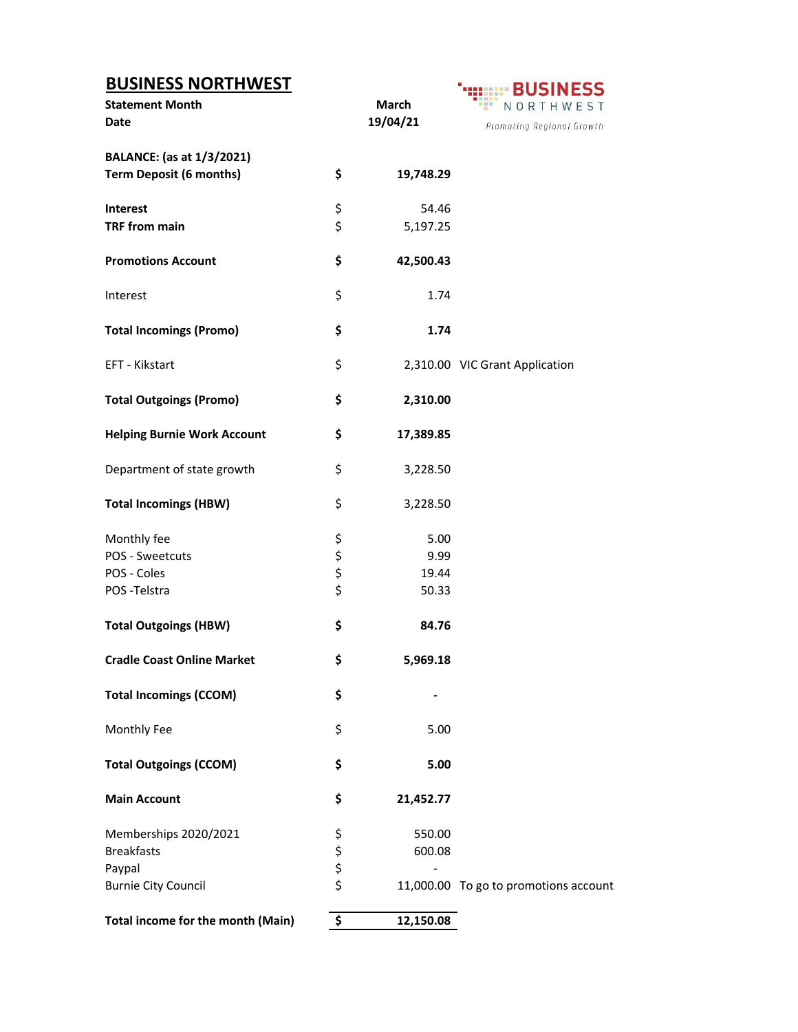# BUSINESS NORTHWEST

BUSINESS NORTHWEST
*Promoting Regional Growth*

| | | | |
|---|---|---|---|
| **Statement Month** | | **March** | |
| **Date** | | **19/04/21** | |
| | | | |
| **BALANCE: (as at 1/3/2021)** | | | |
| **Term Deposit (6 months)** | **$** | **19,748.29** | |
| | | | |
| **Interest** | $ | 54.46 | |
| **TRF from main** | $ | 5,197.25 | |
| | | | |
| **Promotions Account** | **$** | **42,500.43** | |
| | | | |
| Interest | $ | 1.74 | |
| | | | |
| **Total Incomings (Promo)** | **$** | **1.74** | |
| | | | |
| EFT - Kikstart | $ | 2,310.00 | VIC Grant Application |
| | | | |
| **Total Outgoings (Promo)** | **$** | **2,310.00** | |
| | | | |
| **Helping Burnie Work Account** | **$** | **17,389.85** | |
| | | | |
| Department of state growth | $ | 3,228.50 | |
| | | | |
| **Total Incomings (HBW)** | $ | 3,228.50 | |
| | | | |
| Monthly fee | $ | 5.00 | |
| POS - Sweetcuts | $ | 9.99 | |
| POS - Coles | $ | 19.44 | |
| POS -Telstra | $ | 50.33 | |
| | | | |
| **Total Outgoings (HBW)** | **$** | **84.76** | |
| | | | |
| **Cradle Coast Online Market** | **$** | **5,969.18** | |
| | | | |
| **Total Incomings (CCOM)** | **$** | **-** | |
| | | | |
| Monthly Fee | $ | 5.00 | |
| | | | |
| **Total Outgoings (CCOM)** | **$** | **5.00** | |
| | | | |
| **Main Account** | **$** | **21,452.77** | |
| | | | |
| Memberships 2020/2021 | $ | 550.00 | |
| Breakfasts | $ | 600.08 | |
| Paypal | $ | - | |
| Burnie City Council | $ | 11,000.00 | To go to promotions account |
| | | | |
| **Total income for the month (Main)** | **$** | **12,150.08** | |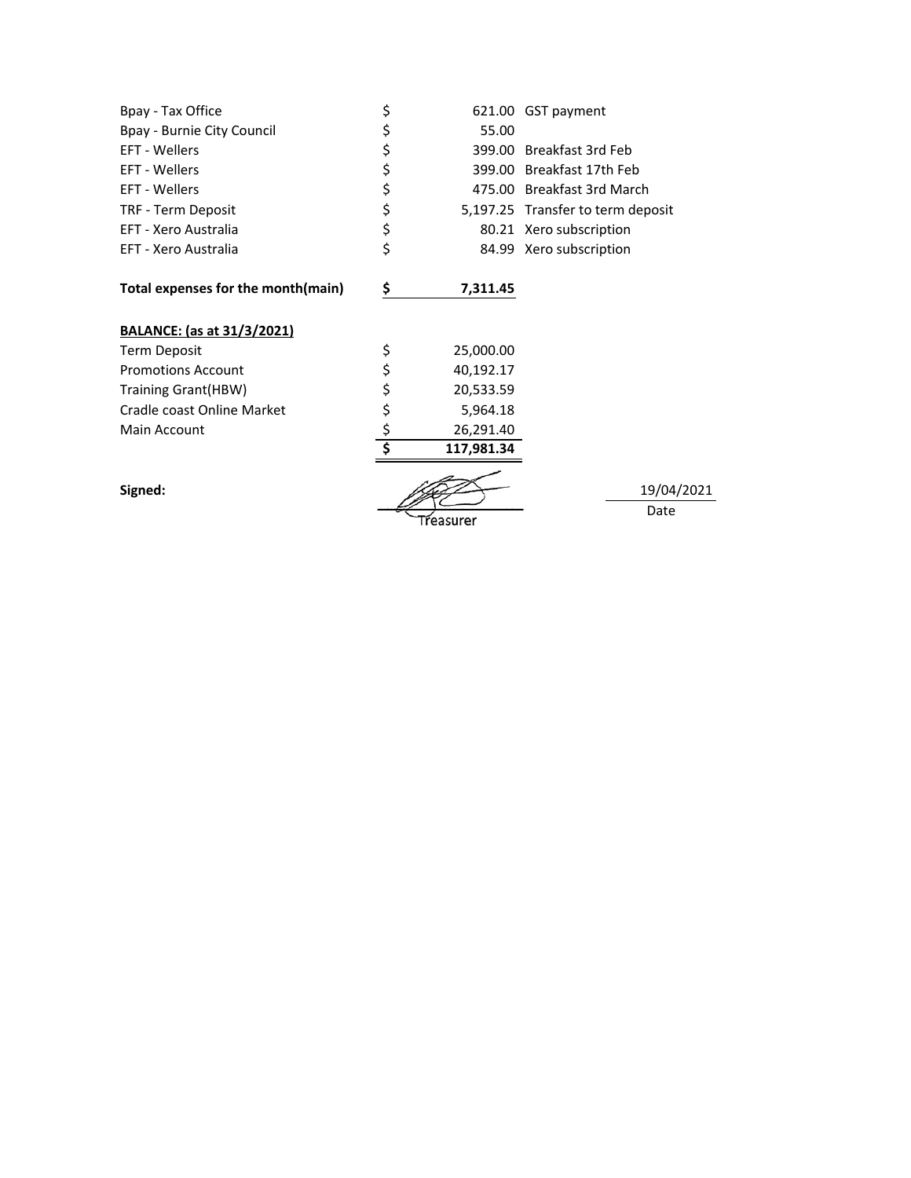| | | | |
|---|---|---|---|
| Bpay - Tax Office | $ | 621.00 | GST payment |
| Bpay - Burnie City Council | $ | 55.00 | |
| EFT - Wellers | $ | 399.00 | Breakfast 3rd Feb |
| EFT - Wellers | $ | 399.00 | Breakfast 17th Feb |
| EFT - Wellers | $ | 475.00 | Breakfast 3rd March |
| TRF - Term Deposit | $ | 5,197.25 | Transfer to term deposit |
| EFT - Xero Australia | $ | 80.21 | Xero subscription |
| EFT - Xero Australia | $ | 84.99 | Xero subscription |
| **Total expenses for the month(main)** | **$** | **7,311.45** | |

**BALANCE: (as at 31/3/2021)**

| | | |
|---|---|---|
| Term Deposit | $ | 25,000.00 |
| Promotions Account | $ | 40,192.17 |
| Training Grant(HBW) | $ | 20,533.59 |
| Cradle coast Online Market | $ | 5,964.18 |
| Main Account | $ | 26,291.40 |
| | **$** | **117,981.34** |

**Signed:** Treasurer

19/04/2021
Date